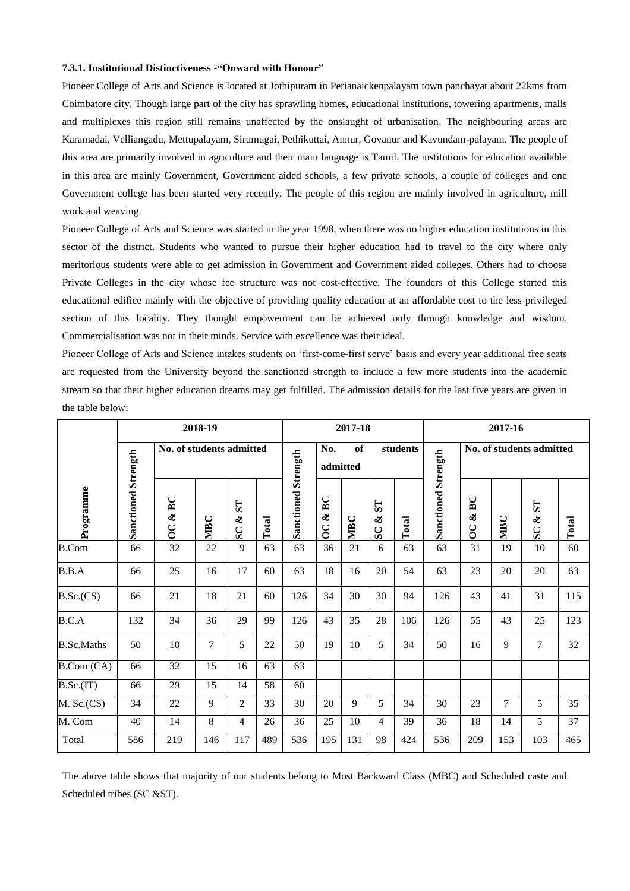### 7.3.1. Institutional Distinctiveness -"Onward with Honour"

Pioneer College of Arts and Science is located at Jothipuram in Perianaickenpalayam town panchayat about 22kms from Coimbatore city. Though large part of the city has sprawling homes, educational institutions, towering apartments, malls and multiplexes this region still remains unaffected by the onslaught of urbanisation. The neighbouring areas are Karamadai, Velliangadu, Mettupalayam, Sirumugai, Pethikuttai, Annur, Govanur and Kavundam-palayam. The people of this area are primarily involved in agriculture and their main language is Tamil. The institutions for education available in this area are mainly Government, Government aided schools, a few private schools, a couple of colleges and one Government college has been started very recently. The people of this region are mainly involved in agriculture, mill work and weaving.

Pioneer College of Arts and Science was started in the year 1998, when there was no higher education institutions in this sector of the district. Students who wanted to pursue their higher education had to travel to the city where only meritorious students were able to get admission in Government and Government aided colleges. Others had to choose Private Colleges in the city whose fee structure was not cost-effective. The founders of this College started this educational edifice mainly with the objective of providing quality education at an affordable cost to the less privileged section of this locality. They thought empowerment can be achieved only through knowledge and wisdom. Commercialisation was not in their minds. Service with excellence was their ideal.

Pioneer College of Arts and Science intakes students on 'first-come-first serve' basis and every year additional free seats are requested from the University beyond the sanctioned strength to include a few more students into the academic stream so that their higher education dreams may get fulfilled. The admission details for the last five years are given in the table below:

| Programme | 2018-19 | | | | | 2017-18 | | | | | 2017-16 | | | | |
|---|---|---|---|---|---|---|---|---|---|---|---|---|---|---|---|
| | Sanctioned Strength | No. of students admitted | | | | Sanctioned Strength | No. of students admitted | | | | Sanctioned Strength | No. of students admitted | | | |
| | | OC & BC | MBC | SC & ST | Total | | OC & BC | MBC | SC & ST | Total | | OC & BC | MBC | SC & ST | Total |
| B.Com | 66 | 32 | 22 | 9 | 63 | 63 | 36 | 21 | 6 | 63 | 63 | 31 | 19 | 10 | 60 |
| B.B.A | 66 | 25 | 16 | 17 | 60 | 63 | 18 | 16 | 20 | 54 | 63 | 23 | 20 | 20 | 63 |
| B.Sc.(CS) | 66 | 21 | 18 | 21 | 60 | 126 | 34 | 30 | 30 | 94 | 126 | 43 | 41 | 31 | 115 |
| B.C.A | 132 | 34 | 36 | 29 | 99 | 126 | 43 | 35 | 28 | 106 | 126 | 55 | 43 | 25 | 123 |
| B.Sc.Maths | 50 | 10 | 7 | 5 | 22 | 50 | 19 | 10 | 5 | 34 | 50 | 16 | 9 | 7 | 32 |
| B.Com (CA) | 66 | 32 | 15 | 16 | 63 | 63 | | | | | | | | | |
| B.Sc.(IT) | 66 | 29 | 15 | 14 | 58 | 60 | | | | | | | | | |
| M. Sc.(CS) | 34 | 22 | 9 | 2 | 33 | 30 | 20 | 9 | 5 | 34 | 30 | 23 | 7 | 5 | 35 |
| M. Com | 40 | 14 | 8 | 4 | 26 | 36 | 25 | 10 | 4 | 39 | 36 | 18 | 14 | 5 | 37 |
| Total | 586 | 219 | 146 | 117 | 489 | 536 | 195 | 131 | 98 | 424 | 536 | 209 | 153 | 103 | 465 |

The above table shows that majority of our students belong to Most Backward Class (MBC) and Scheduled caste and Scheduled tribes (SC &ST).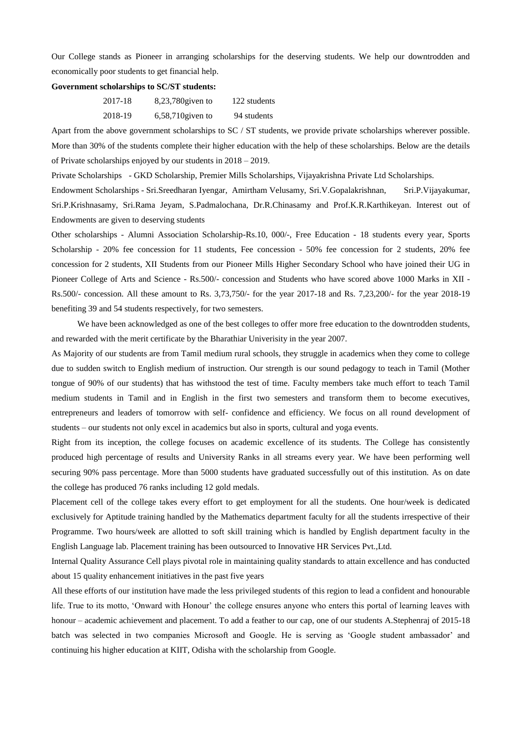Our College stands as Pioneer in arranging scholarships for the deserving students. We help our downtrodden and economically poor students to get financial help.

**Government scholarships to SC/ST students:**

| | | |
|---|---|---|
| 2017-18 | 8,23,780given to | 122 students |
| 2018-19 | 6,58,710given to | 94 students |

Apart from the above government scholarships to SC / ST students, we provide private scholarships wherever possible. More than 30% of the students complete their higher education with the help of these scholarships. Below are the details of Private scholarships enjoyed by our students in 2018 – 2019.

Private Scholarships - GKD Scholarship, Premier Mills Scholarships, Vijayakrishna Private Ltd Scholarships.

Endowment Scholarships - Sri.Sreedharan Iyengar, Amirtham Velusamy, Sri.V.Gopalakrishnan, Sri.P.Vijayakumar, Sri.P.Krishnasamy, Sri.Rama Jeyam, S.Padmalochana, Dr.R.Chinasamy and Prof.K.R.Karthikeyan. Interest out of Endowments are given to deserving students

Other scholarships - Alumni Association Scholarship-Rs.10, 000/-, Free Education - 18 students every year, Sports Scholarship - 20% fee concession for 11 students, Fee concession - 50% fee concession for 2 students, 20% fee concession for 2 students, XII Students from our Pioneer Mills Higher Secondary School who have joined their UG in Pioneer College of Arts and Science - Rs.500/- concession and Students who have scored above 1000 Marks in XII - Rs.500/- concession. All these amount to Rs. 3,73,750/- for the year 2017-18 and Rs. 7,23,200/- for the year 2018-19 benefiting 39 and 54 students respectively, for two semesters.

We have been acknowledged as one of the best colleges to offer more free education to the downtrodden students, and rewarded with the merit certificate by the Bharathiar Univerisity in the year 2007.

As Majority of our students are from Tamil medium rural schools, they struggle in academics when they come to college due to sudden switch to English medium of instruction. Our strength is our sound pedagogy to teach in Tamil (Mother tongue of 90% of our students) that has withstood the test of time. Faculty members take much effort to teach Tamil medium students in Tamil and in English in the first two semesters and transform them to become executives, entrepreneurs and leaders of tomorrow with self- confidence and efficiency. We focus on all round development of students – our students not only excel in academics but also in sports, cultural and yoga events.

Right from its inception, the college focuses on academic excellence of its students. The College has consistently produced high percentage of results and University Ranks in all streams every year. We have been performing well securing 90% pass percentage. More than 5000 students have graduated successfully out of this institution. As on date the college has produced 76 ranks including 12 gold medals.

Placement cell of the college takes every effort to get employment for all the students. One hour/week is dedicated exclusively for Aptitude training handled by the Mathematics department faculty for all the students irrespective of their Programme. Two hours/week are allotted to soft skill training which is handled by English department faculty in the English Language lab. Placement training has been outsourced to Innovative HR Services Pvt.,Ltd.

Internal Quality Assurance Cell plays pivotal role in maintaining quality standards to attain excellence and has conducted about 15 quality enhancement initiatives in the past five years

All these efforts of our institution have made the less privileged students of this region to lead a confident and honourable life. True to its motto, 'Onward with Honour' the college ensures anyone who enters this portal of learning leaves with honour – academic achievement and placement. To add a feather to our cap, one of our students A.Stephenraj of 2015-18 batch was selected in two companies Microsoft and Google. He is serving as 'Google student ambassador' and continuing his higher education at KIIT, Odisha with the scholarship from Google.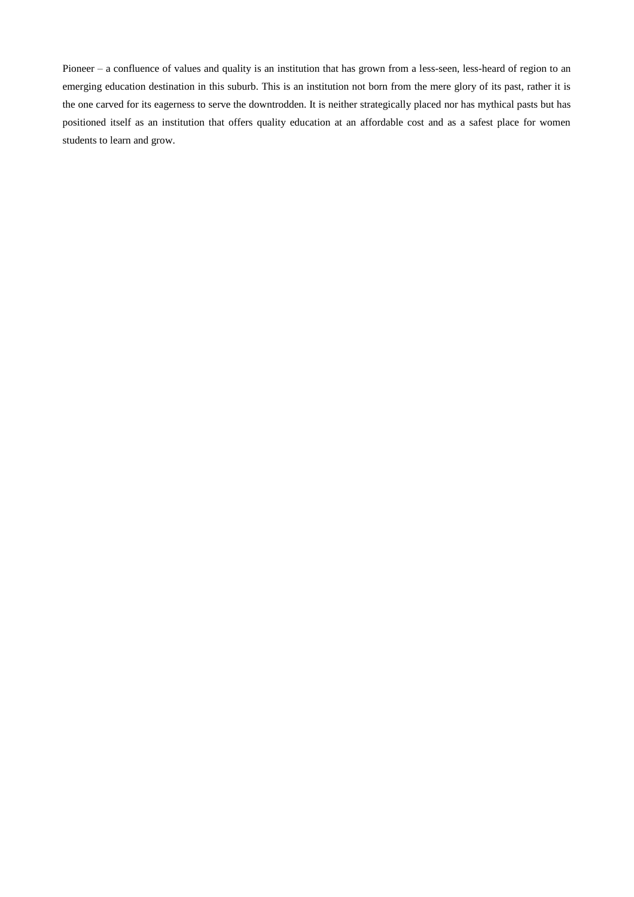Pioneer – a confluence of values and quality is an institution that has grown from a less-seen, less-heard of region to an emerging education destination in this suburb. This is an institution not born from the mere glory of its past, rather it is the one carved for its eagerness to serve the downtrodden. It is neither strategically placed nor has mythical pasts but has positioned itself as an institution that offers quality education at an affordable cost and as a safest place for women students to learn and grow.